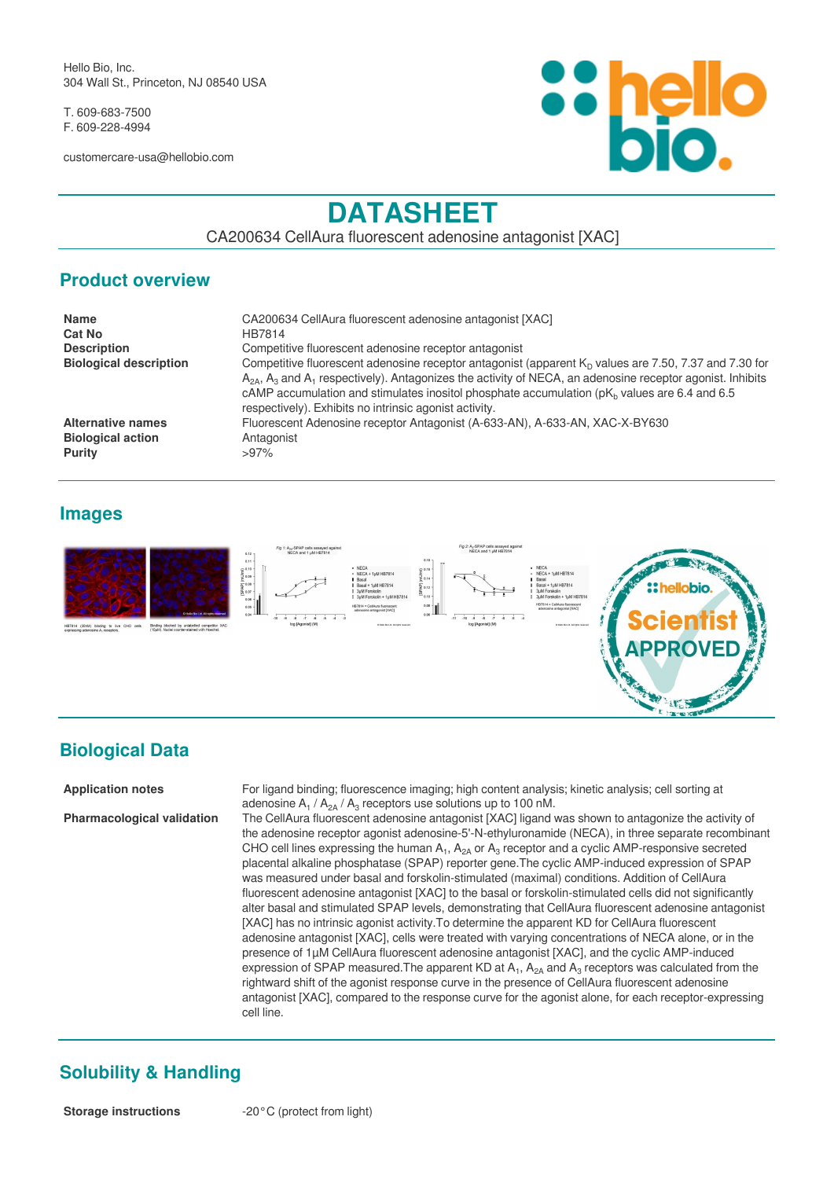Hello Bio, Inc.
304 Wall St., Princeton, NJ 08540 USA

T. 609-683-7500
F. 609-228-4994

customercare-usa@hellobio.com

# DATASHEET

CA200634 CellAura fluorescent adenosine antagonist [XAC]

## Product overview

| | |
|---|---|
| **Name** | CA200634 CellAura fluorescent adenosine antagonist [XAC] |
| **Cat No** | HB7814 |
| **Description** | Competitive fluorescent adenosine receptor antagonist |
| **Biological description** | Competitive fluorescent adenosine receptor antagonist (apparent $K_D$ values are 7.50, 7.37 and 7.30 for $A_{2A}$, $A_3$ and $A_1$ respectively). Antagonizes the activity of NECA, an adenosine receptor agonist. Inhibits cAMP accumulation and stimulates inositol phosphate accumulation ($pK_b$ values are 6.4 and 6.5 respectively). Exhibits no intrinsic agonist activity. |
| **Alternative names** | Fluorescent Adenosine receptor Antagonist (A-633-AN), A-633-AN, XAC-X-BY630 |
| **Biological action** | Antagonist |
| **Purity** | >97% |

## Images

## Biological Data

| | |
|---|---|
| **Application notes** | For ligand binding; fluorescence imaging; high content analysis; kinetic analysis; cell sorting at adenosine $A_1$ / $A_{2A}$ / $A_3$ receptors use solutions up to 100 nM. |
| **Pharmacological validation** | The CellAura fluorescent adenosine antagonist [XAC] ligand was shown to antagonize the activity of the adenosine receptor agonist adenosine-5'-N-ethyluronamide (NECA), in three separate recombinant CHO cell lines expressing the human $A_1$, $A_{2A}$ or $A_3$ receptor and a cyclic AMP-responsive secreted placental alkaline phosphatase (SPAP) reporter gene.The cyclic AMP-induced expression of SPAP was measured under basal and forskolin-stimulated (maximal) conditions. Addition of CellAura fluorescent adenosine antagonist [XAC] to the basal or forskolin-stimulated cells did not significantly alter basal and stimulated SPAP levels, demonstrating that CellAura fluorescent adenosine antagonist [XAC] has no intrinsic agonist activity.To determine the apparent KD for CellAura fluorescent adenosine antagonist [XAC], cells were treated with varying concentrations of NECA alone, or in the presence of 1µM CellAura fluorescent adenosine antagonist [XAC], and the cyclic AMP-induced expression of SPAP measured.The apparent KD at $A_1$, $A_{2A}$ and $A_3$ receptors was calculated from the rightward shift of the agonist response curve in the presence of CellAura fluorescent adenosine antagonist [XAC], compared to the response curve for the agonist alone, for each receptor-expressing cell line. |

## Solubility & Handling

| | |
|---|---|
| **Storage instructions** | -20°C (protect from light) |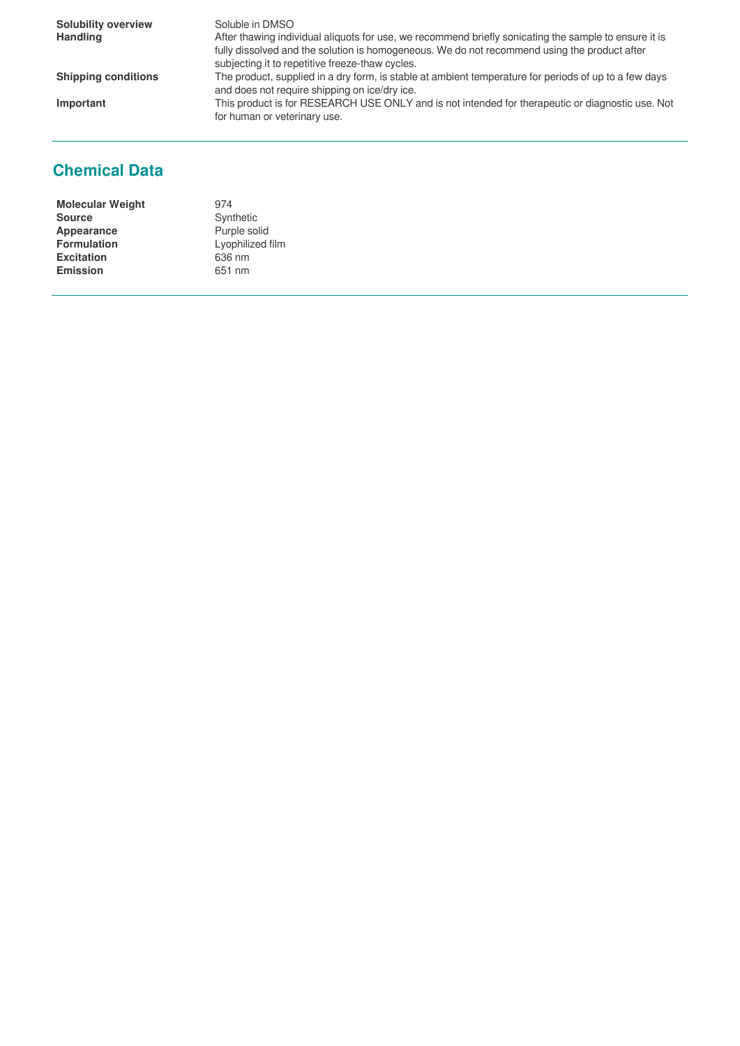| | |
|---|---|
| **Solubility overview** | Soluble in DMSO |
| **Handling** | After thawing individual aliquots for use, we recommend briefly sonicating the sample to ensure it is fully dissolved and the solution is homogeneous. We do not recommend using the product after subjecting it to repetitive freeze-thaw cycles. |
| **Shipping conditions** | The product, supplied in a dry form, is stable at ambient temperature for periods of up to a few days and does not require shipping on ice/dry ice. |
| **Important** | This product is for RESEARCH USE ONLY and is not intended for therapeutic or diagnostic use. Not for human or veterinary use. |

## Chemical Data

| | |
|---|---|
| **Molecular Weight** | 974 |
| **Source** | Synthetic |
| **Appearance** | Purple solid |
| **Formulation** | Lyophilized film |
| **Excitation** | 636 nm |
| **Emission** | 651 nm |